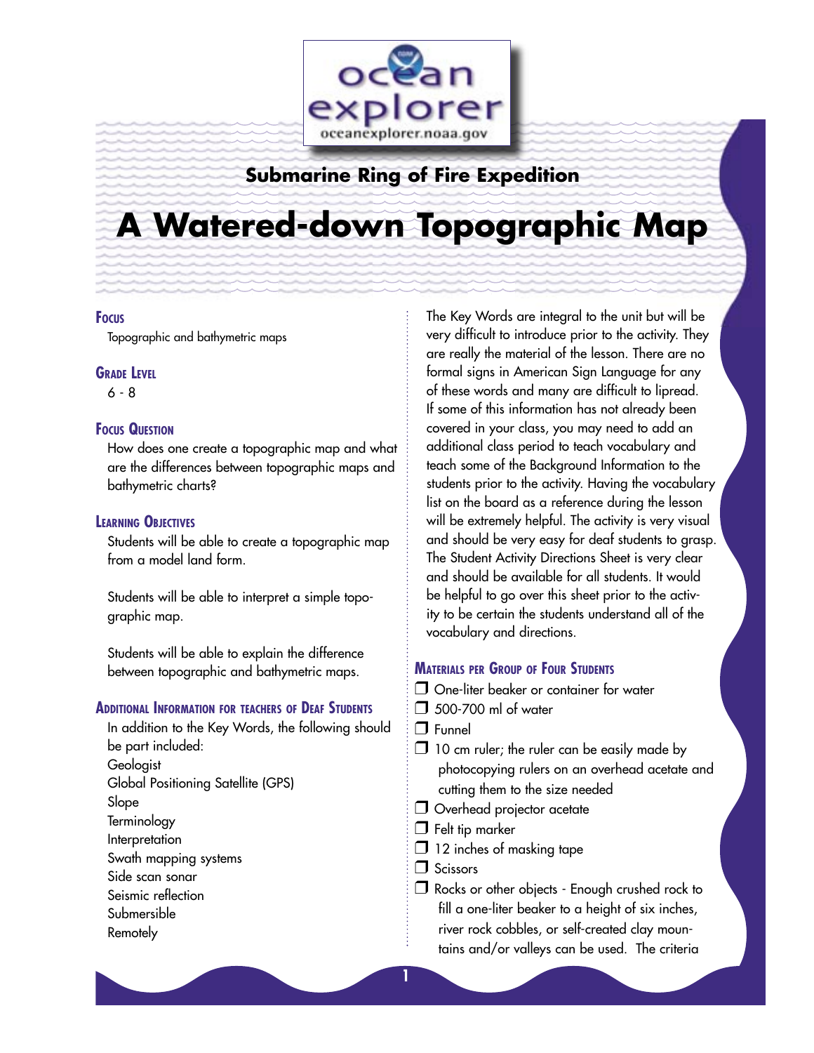Submarine Ring of Fire Expedition

# A Watered-down Topographic Map

## Focus

Topographic and bathymetric maps

## Grade Level

6 - 8

## Focus Question

How does one create a topographic map and what are the differences between topographic maps and bathymetric charts?

## Learning Objectives

Students will be able to create a topographic map from a model land form.

Students will be able to interpret a simple topographic map.

Students will be able to explain the difference between topographic and bathymetric maps.

## Additional Information for teachers of Deaf Students

In addition to the Key Words, the following should be part included:

Geologist
Global Positioning Satellite (GPS)
Slope
Terminology
Interpretation
Swath mapping systems
Side scan sonar
Seismic reflection
Submersible
Remotely

The Key Words are integral to the unit but will be very difficult to introduce prior to the activity. They are really the material of the lesson. There are no formal signs in American Sign Language for any of these words and many are difficult to lipread. If some of this information has not already been covered in your class, you may need to add an additional class period to teach vocabulary and teach some of the Background Information to the students prior to the activity. Having the vocabulary list on the board as a reference during the lesson will be extremely helpful. The activity is very visual and should be very easy for deaf students to grasp. The Student Activity Directions Sheet is very clear and should be available for all students. It would be helpful to go over this sheet prior to the activity to be certain the students understand all of the vocabulary and directions.

## Materials per Group of Four Students

- ❒ One-liter beaker or container for water
- ❒ 500-700 ml of water
- ❒ Funnel
- ❒ 10 cm ruler; the ruler can be easily made by photocopying rulers on an overhead acetate and cutting them to the size needed
- ❒ Overhead projector acetate
- ❒ Felt tip marker
- ❒ 12 inches of masking tape
- ❒ Scissors
- ❒ Rocks or other objects - Enough crushed rock to fill a one-liter beaker to a height of six inches, river rock cobbles, or self-created clay mountains and/or valleys can be used. The criteria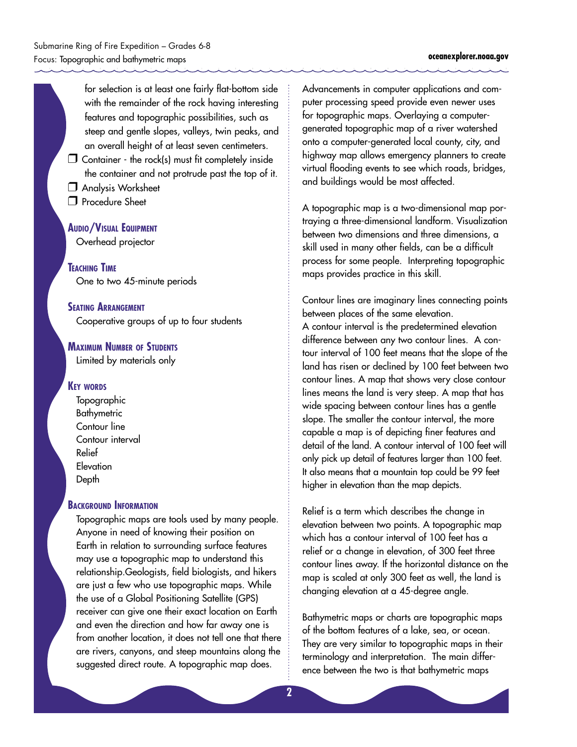for selection is at least one fairly flat-bottom side with the remainder of the rock having interesting features and topographic possibilities, such as steep and gentle slopes, valleys, twin peaks, and an overall height of at least seven centimeters.

- ❒ Container - the rock(s) must fit completely inside the container and not protrude past the top of it.
- ❒ Analysis Worksheet
- ❒ Procedure Sheet

## Audio/Visual Equipment

Overhead projector

## Teaching Time

One to two 45-minute periods

## Seating Arrangement

Cooperative groups of up to four students

## Maximum Number of Students

Limited by materials only

## Key words

Topographic
Bathymetric
Contour line
Contour interval
Relief
Elevation
Depth

## Background Information

Topographic maps are tools used by many people. Anyone in need of knowing their position on Earth in relation to surrounding surface features may use a topographic map to understand this relationship.Geologists, field biologists, and hikers are just a few who use topographic maps. While the use of a Global Positioning Satellite (GPS) receiver can give one their exact location on Earth and even the direction and how far away one is from another location, it does not tell one that there are rivers, canyons, and steep mountains along the suggested direct route. A topographic map does.

Advancements in computer applications and computer processing speed provide even newer uses for topographic maps. Overlaying a computer-generated topographic map of a river watershed onto a computer-generated local county, city, and highway map allows emergency planners to create virtual flooding events to see which roads, bridges, and buildings would be most affected.

A topographic map is a two-dimensional map portraying a three-dimensional landform. Visualization between two dimensions and three dimensions, a skill used in many other fields, can be a difficult process for some people. Interpreting topographic maps provides practice in this skill.

Contour lines are imaginary lines connecting points between places of the same elevation.
A contour interval is the predetermined elevation difference between any two contour lines. A contour interval of 100 feet means that the slope of the land has risen or declined by 100 feet between two contour lines. A map that shows very close contour lines means the land is very steep. A map that has wide spacing between contour lines has a gentle slope. The smaller the contour interval, the more capable a map is of depicting finer features and detail of the land. A contour interval of 100 feet will only pick up detail of features larger than 100 feet. It also means that a mountain top could be 99 feet higher in elevation than the map depicts.

Relief is a term which describes the change in elevation between two points. A topographic map which has a contour interval of 100 feet has a relief or a change in elevation, of 300 feet three contour lines away. If the horizontal distance on the map is scaled at only 300 feet as well, the land is changing elevation at a 45-degree angle.

Bathymetric maps or charts are topographic maps of the bottom features of a lake, sea, or ocean. They are very similar to topographic maps in their terminology and interpretation. The main difference between the two is that bathymetric maps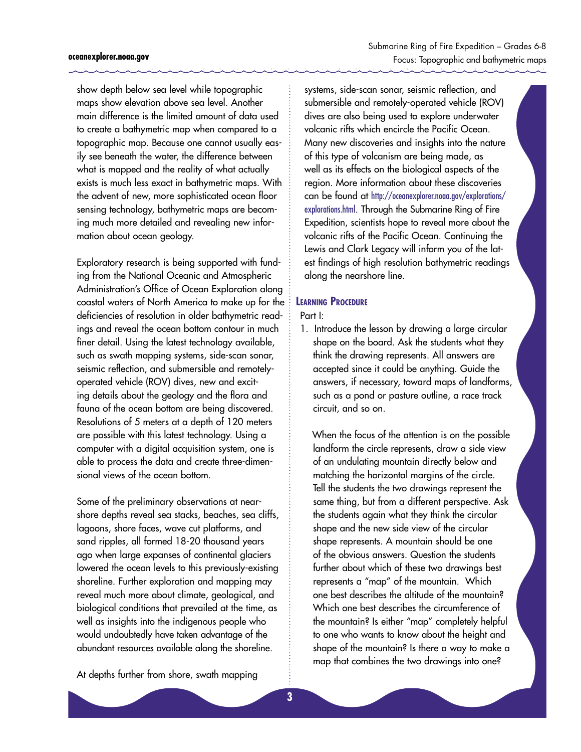show depth below sea level while topographic maps show elevation above sea level. Another main difference is the limited amount of data used to create a bathymetric map when compared to a topographic map. Because one cannot usually easily see beneath the water, the difference between what is mapped and the reality of what actually exists is much less exact in bathymetric maps. With the advent of new, more sophisticated ocean floor sensing technology, bathymetric maps are becoming much more detailed and revealing new information about ocean geology.

Exploratory research is being supported with funding from the National Oceanic and Atmospheric Administration's Office of Ocean Exploration along coastal waters of North America to make up for the deficiencies of resolution in older bathymetric readings and reveal the ocean bottom contour in much finer detail. Using the latest technology available, such as swath mapping systems, side-scan sonar, seismic reflection, and submersible and remotely-operated vehicle (ROV) dives, new and exciting details about the geology and the flora and fauna of the ocean bottom are being discovered. Resolutions of 5 meters at a depth of 120 meters are possible with this latest technology. Using a computer with a digital acquisition system, one is able to process the data and create three-dimensional views of the ocean bottom.

Some of the preliminary observations at nearshore depths reveal sea stacks, beaches, sea cliffs, lagoons, shore faces, wave cut platforms, and sand ripples, all formed 18-20 thousand years ago when large expanses of continental glaciers lowered the ocean levels to this previously-existing shoreline. Further exploration and mapping may reveal much more about climate, geological, and biological conditions that prevailed at the time, as well as insights into the indigenous people who would undoubtedly have taken advantage of the abundant resources available along the shoreline.

At depths further from shore, swath mapping systems, side-scan sonar, seismic reflection, and submersible and remotely-operated vehicle (ROV) dives are also being used to explore underwater volcanic rifts which encircle the Pacific Ocean. Many new discoveries and insights into the nature of this type of volcanism are being made, as well as its effects on the biological aspects of the region. More information about these discoveries can be found at http://oceanexplorer.noaa.gov/explorations/explorations.html. Through the Submarine Ring of Fire Expedition, scientists hope to reveal more about the volcanic rifts of the Pacific Ocean. Continuing the Lewis and Clark Legacy will inform you of the latest findings of high resolution bathymetric readings along the nearshore line.

## Learning Procedure

Part I:

1. Introduce the lesson by drawing a large circular shape on the board. Ask the students what they think the drawing represents. All answers are accepted since it could be anything. Guide the answers, if necessary, toward maps of landforms, such as a pond or pasture outline, a race track circuit, and so on.

   When the focus of the attention is on the possible landform the circle represents, draw a side view of an undulating mountain directly below and matching the horizontal margins of the circle. Tell the students the two drawings represent the same thing, but from a different perspective. Ask the students again what they think the circular shape and the new side view of the circular shape represents. A mountain should be one of the obvious answers. Question the students further about which of these two drawings best represents a "map" of the mountain. Which one best describes the altitude of the mountain? Which one best describes the circumference of the mountain? Is either "map" completely helpful to one who wants to know about the height and shape of the mountain? Is there a way to make a map that combines the two drawings into one?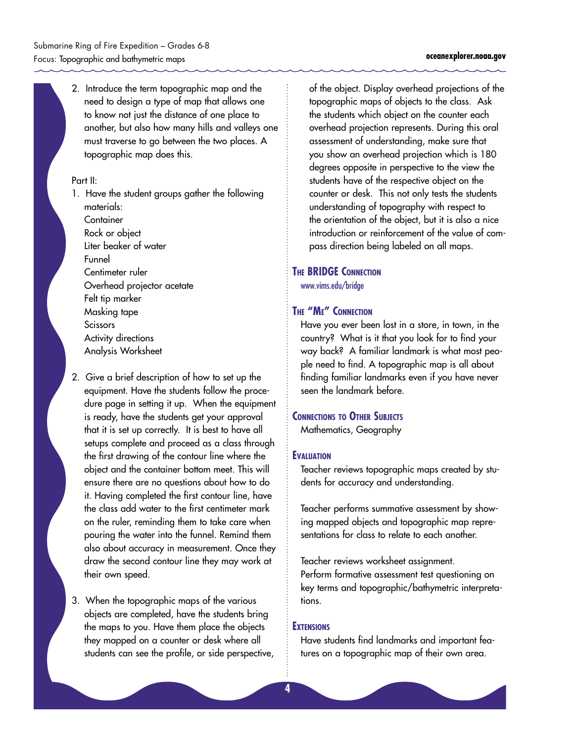2. Introduce the term topographic map and the need to design a type of map that allows one to know not just the distance of one place to another, but also how many hills and valleys one must traverse to go between the two places. A topographic map does this.

Part II:

1. Have the student groups gather the following materials:
   Container
   Rock or object
   Liter beaker of water
   Funnel
   Centimeter ruler
   Overhead projector acetate
   Felt tip marker
   Masking tape
   Scissors
   Activity directions
   Analysis Worksheet

2. Give a brief description of how to set up the equipment. Have the students follow the procedure page in setting it up. When the equipment is ready, have the students get your approval that it is set up correctly. It is best to have all setups complete and proceed as a class through the first drawing of the contour line where the object and the container bottom meet. This will ensure there are no questions about how to do it. Having completed the first contour line, have the class add water to the first centimeter mark on the ruler, reminding them to take care when pouring the water into the funnel. Remind them also about accuracy in measurement. Once they draw the second contour line they may work at their own speed.

3. When the topographic maps of the various objects are completed, have the students bring the maps to you. Have them place the objects they mapped on a counter or desk where all students can see the profile, or side perspective, of the object. Display overhead projections of the topographic maps of objects to the class. Ask the students which object on the counter each overhead projection represents. During this oral assessment of understanding, make sure that you show an overhead projection which is 180 degrees opposite in perspective to the view the students have of the respective object on the counter or desk. This not only tests the students understanding of topography with respect to the orientation of the object, but it is also a nice introduction or reinforcement of the value of compass direction being labeled on all maps.

## The BRIDGE Connection

www.vims.edu/bridge

## The "Me" Connection

Have you ever been lost in a store, in town, in the country? What is it that you look for to find your way back? A familiar landmark is what most people need to find. A topographic map is all about finding familiar landmarks even if you have never seen the landmark before.

## Connections to Other Subjects

Mathematics, Geography

## Evaluation

Teacher reviews topographic maps created by students for accuracy and understanding.

Teacher performs summative assessment by showing mapped objects and topographic map representations for class to relate to each another.

Teacher reviews worksheet assignment.
Perform formative assessment test questioning on key terms and topographic/bathymetric interpretations.

## Extensions

Have students find landmarks and important features on a topographic map of their own area.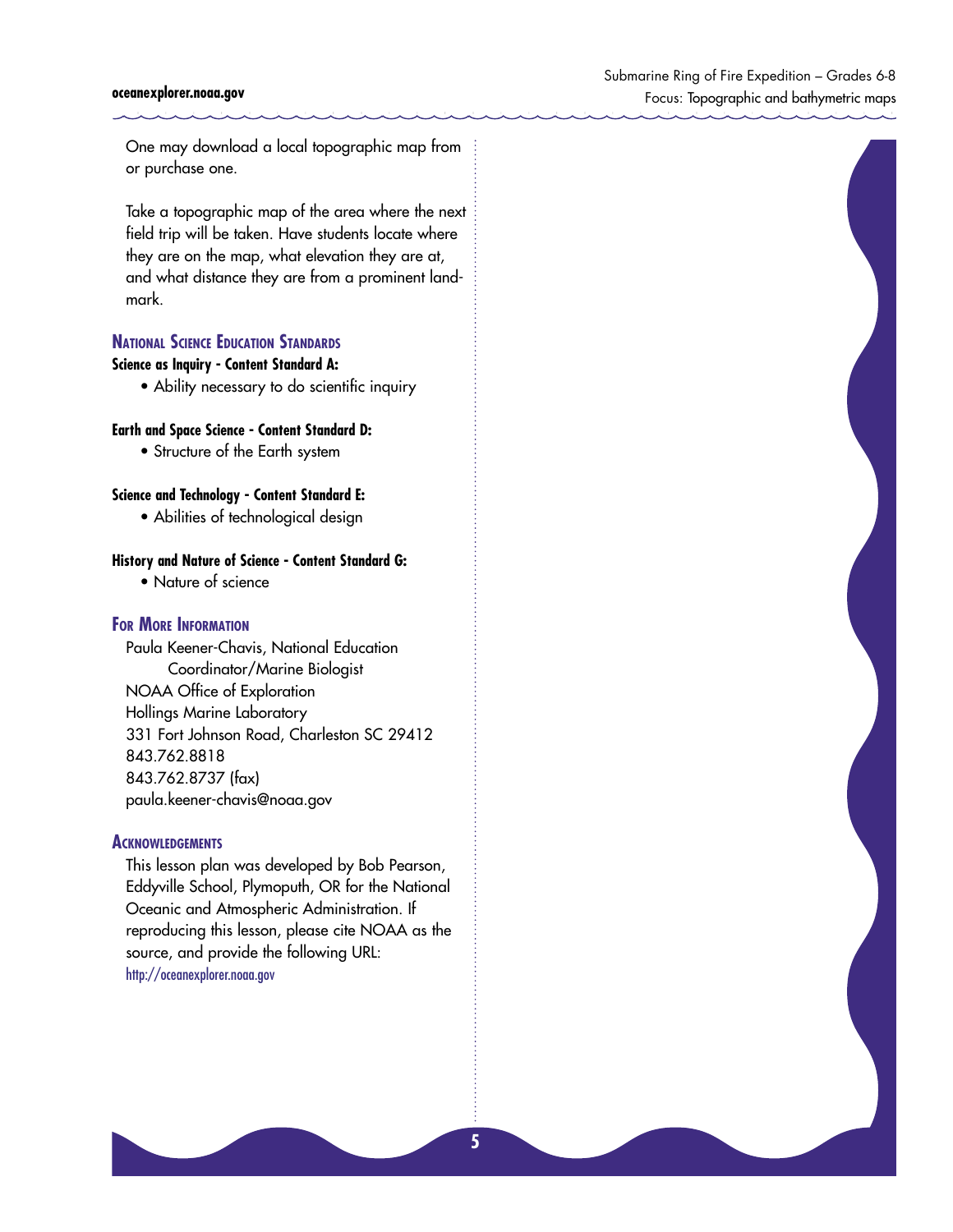One may download a local topographic map from or purchase one.

Take a topographic map of the area where the next field trip will be taken. Have students locate where they are on the map, what elevation they are at, and what distance they are from a prominent landmark.

## National Science Education Standards

**Science as Inquiry - Content Standard A:**
- Ability necessary to do scientific inquiry

**Earth and Space Science - Content Standard D:**
- Structure of the Earth system

**Science and Technology - Content Standard E:**
- Abilities of technological design

**History and Nature of Science - Content Standard G:**
- Nature of science

## For More Information

Paula Keener-Chavis, National Education Coordinator/Marine Biologist
NOAA Office of Exploration
Hollings Marine Laboratory
331 Fort Johnson Road, Charleston SC 29412
843.762.8818
843.762.8737 (fax)
paula.keener-chavis@noaa.gov

## Acknowledgements

This lesson plan was developed by Bob Pearson, Eddyville School, Plymoputh, OR for the National Oceanic and Atmospheric Administration. If reproducing this lesson, please cite NOAA as the source, and provide the following URL:
http://oceanexplorer.noaa.gov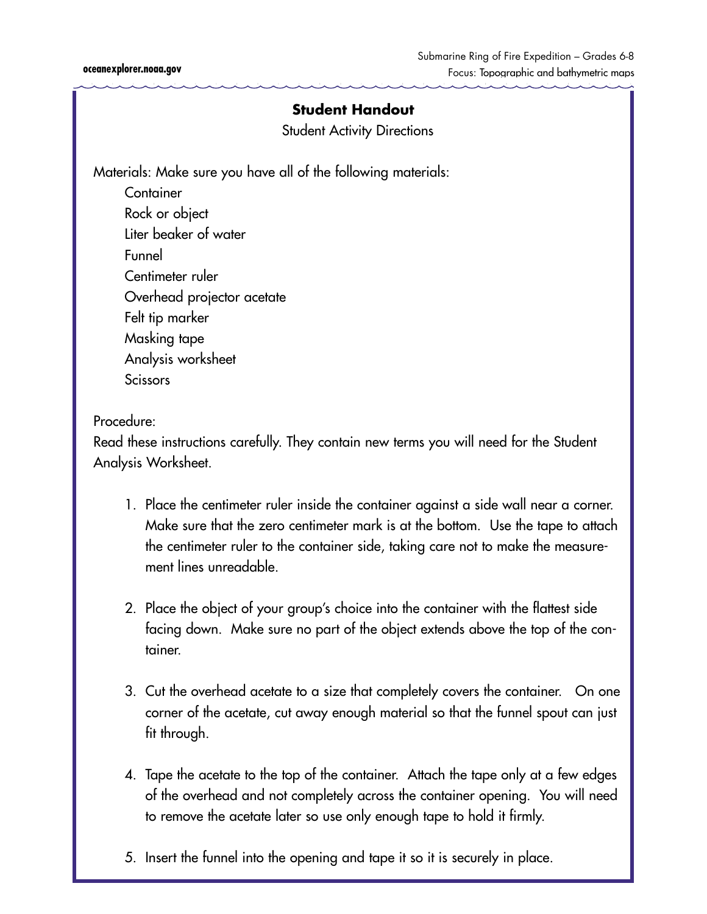## Student Handout

Student Activity Directions

Materials: Make sure you have all of the following materials:

- Container
- Rock or object
- Liter beaker of water
- Funnel
- Centimeter ruler
- Overhead projector acetate
- Felt tip marker
- Masking tape
- Analysis worksheet
- Scissors

Procedure:

Read these instructions carefully. They contain new terms you will need for the Student Analysis Worksheet.

1. Place the centimeter ruler inside the container against a side wall near a corner. Make sure that the zero centimeter mark is at the bottom. Use the tape to attach the centimeter ruler to the container side, taking care not to make the measurement lines unreadable.

2. Place the object of your group's choice into the container with the flattest side facing down. Make sure no part of the object extends above the top of the container.

3. Cut the overhead acetate to a size that completely covers the container. On one corner of the acetate, cut away enough material so that the funnel spout can just fit through.

4. Tape the acetate to the top of the container. Attach the tape only at a few edges of the overhead and not completely across the container opening. You will need to remove the acetate later so use only enough tape to hold it firmly.

5. Insert the funnel into the opening and tape it so it is securely in place.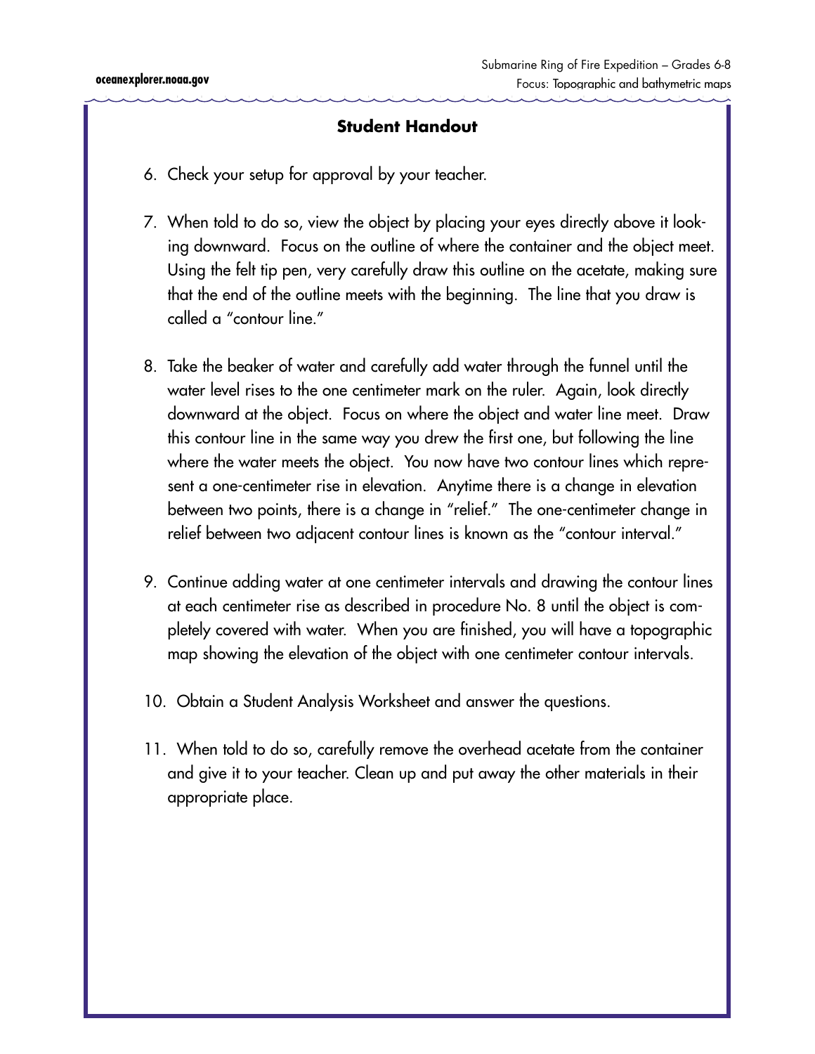## Student Handout

6. Check your setup for approval by your teacher.

7. When told to do so, view the object by placing your eyes directly above it looking downward. Focus on the outline of where the container and the object meet. Using the felt tip pen, very carefully draw this outline on the acetate, making sure that the end of the outline meets with the beginning. The line that you draw is called a "contour line."

8. Take the beaker of water and carefully add water through the funnel until the water level rises to the one centimeter mark on the ruler. Again, look directly downward at the object. Focus on where the object and water line meet. Draw this contour line in the same way you drew the first one, but following the line where the water meets the object. You now have two contour lines which represent a one-centimeter rise in elevation. Anytime there is a change in elevation between two points, there is a change in "relief." The one-centimeter change in relief between two adjacent contour lines is known as the "contour interval."

9. Continue adding water at one centimeter intervals and drawing the contour lines at each centimeter rise as described in procedure No. 8 until the object is completely covered with water. When you are finished, you will have a topographic map showing the elevation of the object with one centimeter contour intervals.

10. Obtain a Student Analysis Worksheet and answer the questions.

11. When told to do so, carefully remove the overhead acetate from the container and give it to your teacher. Clean up and put away the other materials in their appropriate place.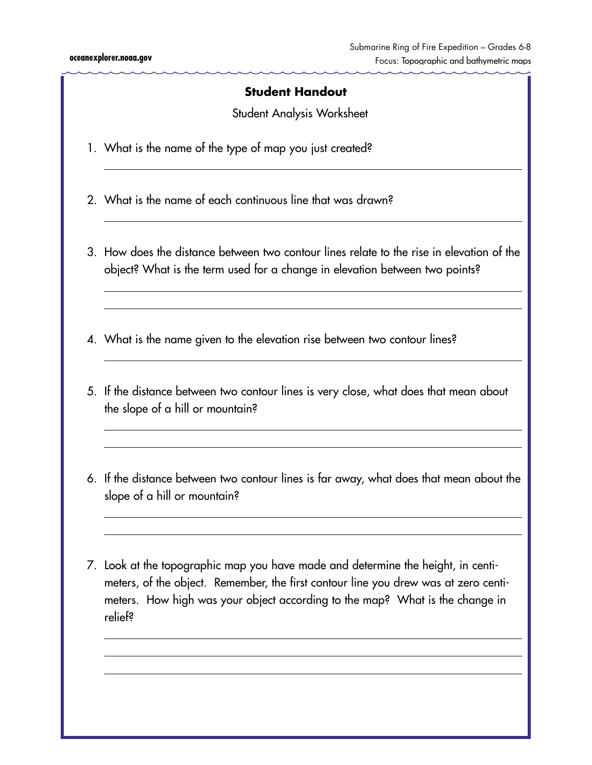## Student Handout

Student Analysis Worksheet

1. What is the name of the type of map you just created?

2. What is the name of each continuous line that was drawn?

3. How does the distance between two contour lines relate to the rise in elevation of the object? What is the term used for a change in elevation between two points?

4. What is the name given to the elevation rise between two contour lines?

5. If the distance between two contour lines is very close, what does that mean about the slope of a hill or mountain?

6. If the distance between two contour lines is far away, what does that mean about the slope of a hill or mountain?

7. Look at the topographic map you have made and determine the height, in centimeters, of the object. Remember, the first contour line you drew was at zero centimeters. How high was your object according to the map? What is the change in relief?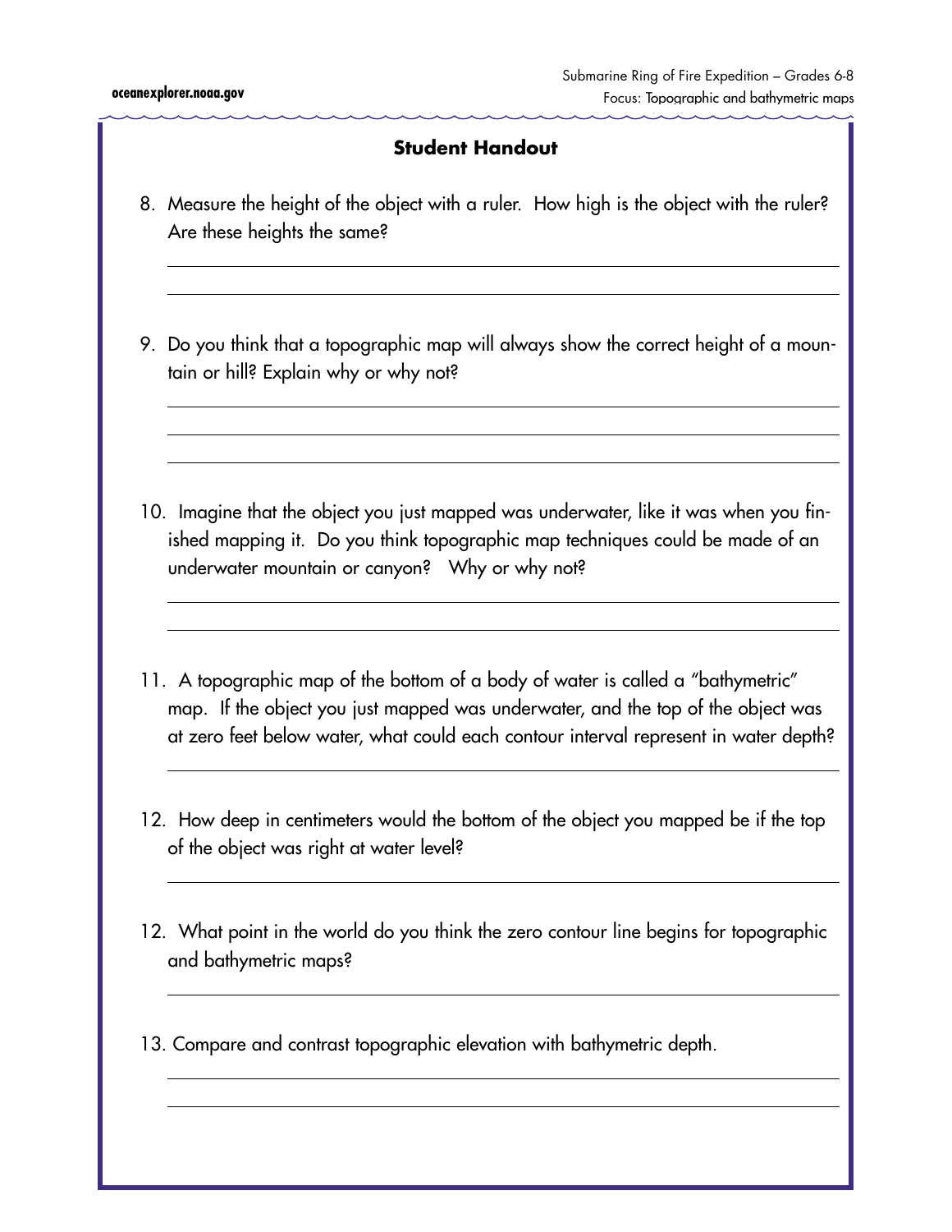## Student Handout

8. Measure the height of the object with a ruler. How high is the object with the ruler? Are these heights the same?

9. Do you think that a topographic map will always show the correct height of a mountain or hill? Explain why or why not?

10. Imagine that the object you just mapped was underwater, like it was when you finished mapping it. Do you think topographic map techniques could be made of an underwater mountain or canyon? Why or why not?

11. A topographic map of the bottom of a body of water is called a "bathymetric" map. If the object you just mapped was underwater, and the top of the object was at zero feet below water, what could each contour interval represent in water depth?

12. How deep in centimeters would the bottom of the object you mapped be if the top of the object was right at water level?

12. What point in the world do you think the zero contour line begins for topographic and bathymetric maps?

13. Compare and contrast topographic elevation with bathymetric depth.